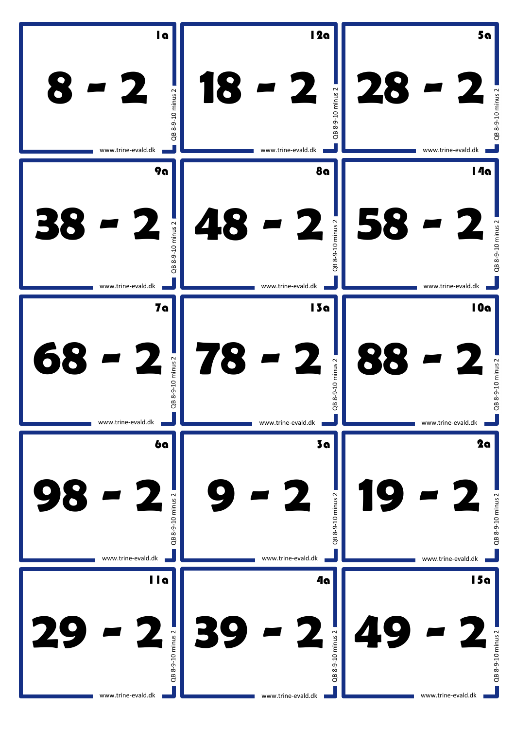| | | |
|---|---|---|
| 1a<br>8 - 2<br>QB 8-9-10 minus 2<br>www.trine-evald.dk | 12a<br>18 - 2<br>QB 8-9-10 minus 2<br>www.trine-evald.dk | 5a<br>28 - 2<br>QB 8-9-10 minus 2<br>www.trine-evald.dk |
| 9a<br>38 - 2<br>QB 8-9-10 minus 2<br>www.trine-evald.dk | 8a<br>48 - 2<br>QB 8-9-10 minus 2<br>www.trine-evald.dk | 14a<br>58 - 2<br>QB 8-9-10 minus 2<br>www.trine-evald.dk |
| 7a<br>68 - 2<br>QB 8-9-10 minus 2<br>www.trine-evald.dk | 13a<br>78 - 2<br>QB 8-9-10 minus 2<br>www.trine-evald.dk | 10a<br>88 - 2<br>QB 8-9-10 minus 2<br>www.trine-evald.dk |
| 6a<br>98 - 2<br>QB 8-9-10 minus 2<br>www.trine-evald.dk | 3a<br>9 - 2<br>QB 8-9-10 minus 2<br>www.trine-evald.dk | 2a<br>19 - 2<br>QB 8-9-10 minus 2<br>www.trine-evald.dk |
| 11a<br>29 - 2<br>QB 8-9-10 minus 2<br>www.trine-evald.dk | 4a<br>39 - 2<br>QB 8-9-10 minus 2<br>www.trine-evald.dk | 15a<br>49 - 2<br>QB 8-9-10 minus 2<br>www.trine-evald.dk |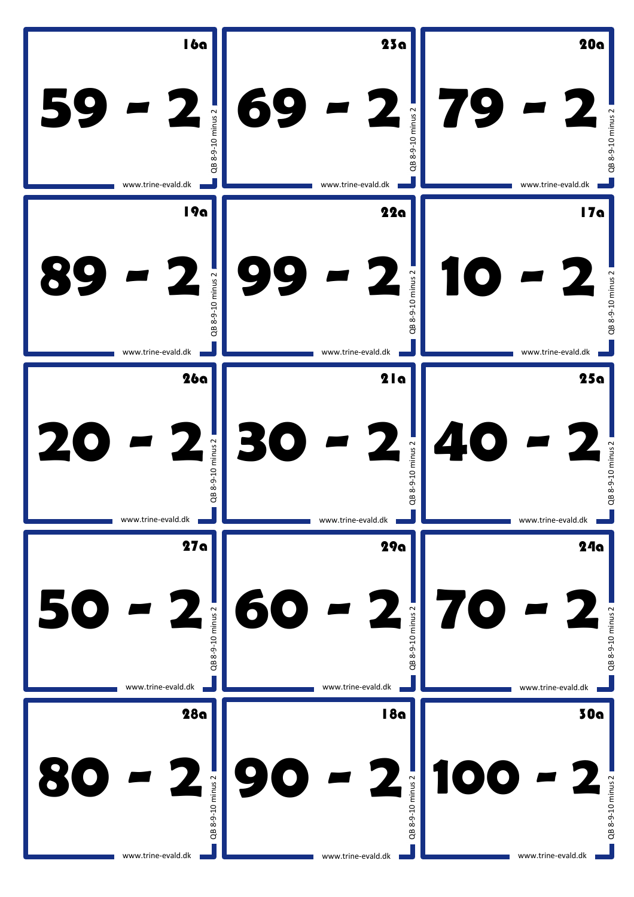16a

$59 - 2$

QB 8-9-10 minus 2

www.trine-evald.dk

23a

$69 - 2$

QB 8-9-10 minus 2

www.trine-evald.dk

20a

$79 - 2$

QB 8-9-10 minus 2

www.trine-evald.dk

19a

$89 - 2$

QB 8-9-10 minus 2

www.trine-evald.dk

22a

$99 - 2$

QB 8-9-10 minus 2

www.trine-evald.dk

17a

$10 - 2$

QB 8-9-10 minus 2

www.trine-evald.dk

26a

$20 - 2$

QB 8-9-10 minus 2

www.trine-evald.dk

21a

$30 - 2$

QB 8-9-10 minus 2

www.trine-evald.dk

25a

$40 - 2$

QB 8-9-10 minus 2

www.trine-evald.dk

27a

$50 - 2$

QB 8-9-10 minus 2

www.trine-evald.dk

29a

$60 - 2$

QB 8-9-10 minus 2

www.trine-evald.dk

24a

$70 - 2$

QB 8-9-10 minus 2

www.trine-evald.dk

28a

$80 - 2$

QB 8-9-10 minus 2

www.trine-evald.dk

18a

$90 - 2$

QB 8-9-10 minus 2

www.trine-evald.dk

30a

$100 - 2$

QB 8-9-10 minus 2

www.trine-evald.dk